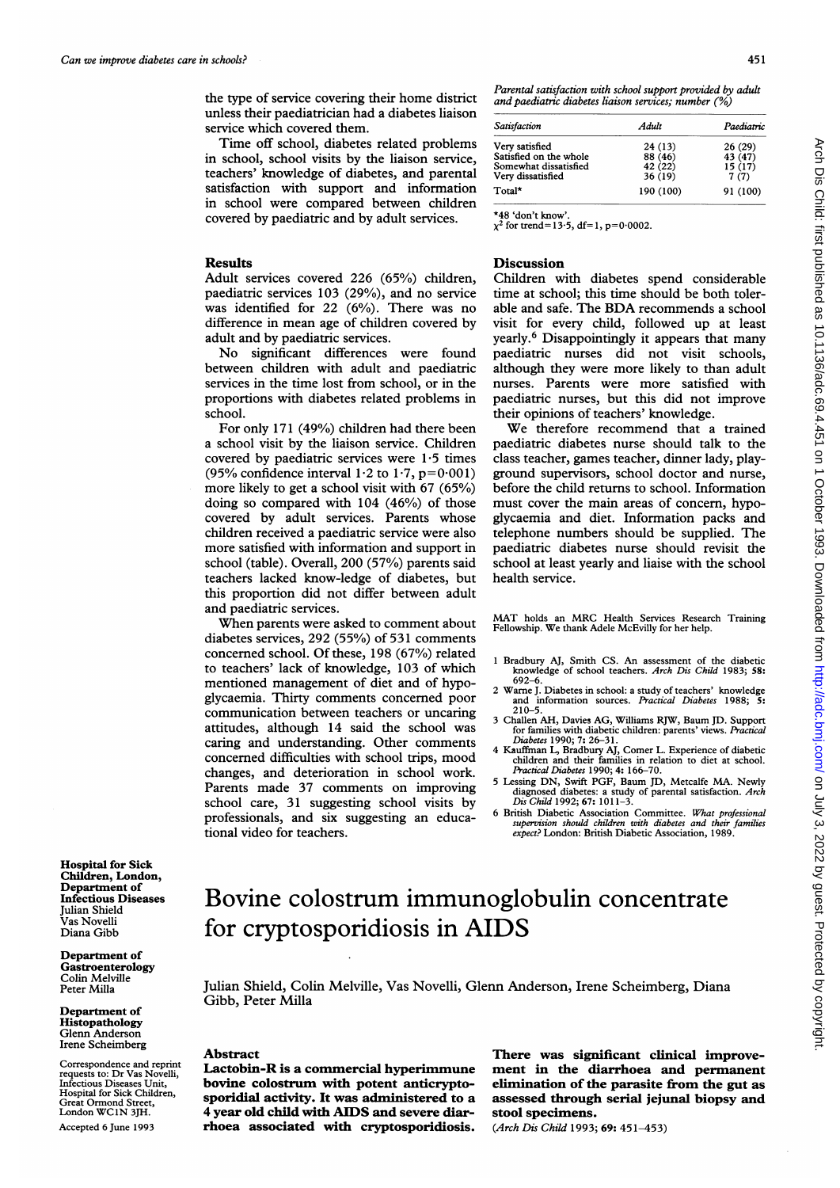the type of service covering their home district unless their paediatrician had a diabetes liaison service which covered them.

Time off school, diabetes related problems in school, school visits by the liaison service, teachers' knowledge of diabetes, and parental satisfaction with support and information in school were compared between children covered by paediatric and by adult services.

## Results

Adult services covered 226 (65%) children, paediatric services 103 (29%), and no service was identified for 22 (6%). There was no difference in mean age of children covered by adult and by paediatric services.

No significant differences were found between children with adult and paediatric services in the time lost from school, or in the proportions with diabetes related problems in school.

For only 171 (49%) children had there been a school visit by the liaison service. Children covered by paediatric services were 1·5 times (95% confidence interval 1·2 to 1·7, p=0·001) more likely to get a school visit with 67 (65%) doing so compared with 104 (46%) of those covered by adult services. Parents whose children received a paediatric service were also more satisfied with information and support in school (table). Overall, 200 (57%) parents said teachers lacked know-ledge of diabetes, but this proportion did not differ between adult and paediatric services.

When parents were asked to comment about diabetes services, 292 (55%) of 531 comments concerned school. Of these, 198 (67%) related to teachers' lack of knowledge, 103 of which mentioned management of diet and of hypoglycaemia. Thirty comments concerned poor communication between teachers or uncaring attitudes, although 14 said the school was caring and understanding. Other comments concerned difficulties with school trips, mood changes, and deterioration in school work. Parents made 37 comments on improving school care, 31 suggesting school visits by professionals, and six suggesting an educational video for teachers.

*Parental satisfaction with school support provided by adult and paediatric diabetes liaison services; number (%)*

| Satisfaction | Adult | Paediatric |
|---|---|---|
| Very satisfied | 24 (13) | 26 (29) |
| Satisfied on the whole | 88 (46) | 43 (47) |
| Somewhat dissatisfied | 42 (22) | 15 (17) |
| Very dissatisfied | 36 (19) | 7 (7) |
| Total* | 190 (100) | 91 (100) |

*48 'don't know'.
$\chi^2$ for trend=13·5, df=1, p=0·0002.

## Discussion

Children with diabetes spend considerable time at school; this time should be both tolerable and safe. The BDA recommends a school visit for every child, followed up at least yearly.[6] Disappointingly it appears that many paediatric nurses did not visit schools, although they were more likely to than adult nurses. Parents were more satisfied with paediatric nurses, but this did not improve their opinions of teachers' knowledge.

We therefore recommend that a trained paediatric diabetes nurse should talk to the class teacher, games teacher, dinner lady, playground supervisors, school doctor and nurse, before the child returns to school. Information must cover the main areas of concern, hypoglycaemia and diet. Information packs and telephone numbers should be supplied. The paediatric diabetes nurse should revisit the school at least yearly and liaise with the school health service.

MAT holds an MRC Health Services Research Training Fellowship. We thank Adele McEvilly for her help.

1 Bradbury AJ, Smith CS. An assessment of the diabetic knowledge of school teachers. *Arch Dis Child* 1983; **58:** 692–6.
2 Warne J. Diabetes in school: a study of teachers' knowledge and information sources. *Practical Diabetes* 1988; **5:** 210–5.
3 Challen AH, Davies AG, Williams RJW, Baum JD. Support for families with diabetic children: parents' views. *Practical Diabetes* 1990; **7:** 26–31.
4 Kauffman L, Bradbury AJ, Comer L. Experience of diabetic children and their families in relation to diet at school. *Practical Diabetes* 1990; **4:** 166–70.
5 Lessing DN, Swift PGF, Baum JD, Metcalfe MA. Newly diagnosed diabetes: a study of parental satisfaction. *Arch Dis Child* 1992; **67:** 1011–3.
6 British Diabetic Association Committee. *What professional supervision should children with diabetes and their families expect?* London: British Diabetic Association, 1989.

# Bovine colostrum immunoglobulin concentrate for cryptosporidiosis in AIDS

Julian Shield, Colin Melville, Vas Novelli, Glenn Anderson, Irene Scheimberg, Diana Gibb, Peter Milla

**Hospital for Sick Children, London, Department of Infectious Diseases**
Julian Shield
Vas Novelli
Diana Gibb

**Department of Gastroenterology**
Colin Melville
Peter Milla

**Department of Histopathology**
Glenn Anderson
Irene Scheimberg

Correspondence and reprint requests to: Dr Vas Novelli, Infectious Diseases Unit, Hospital for Sick Children, Great Ormond Street, London WC1N 3JH.

Accepted 6 June 1993

## Abstract

**Lactobin-R is a commercial hyperimmune bovine colostrum with potent anticryptosporidial activity. It was administered to a 4 year old child with AIDS and severe diarrhoea associated with cryptosporidiosis. There was significant clinical improvement in the diarrhoea and permanent elimination of the parasite from the gut as assessed through serial jejunal biopsy and stool specimens.**

(*Arch Dis Child* 1993; **69:** 451–453)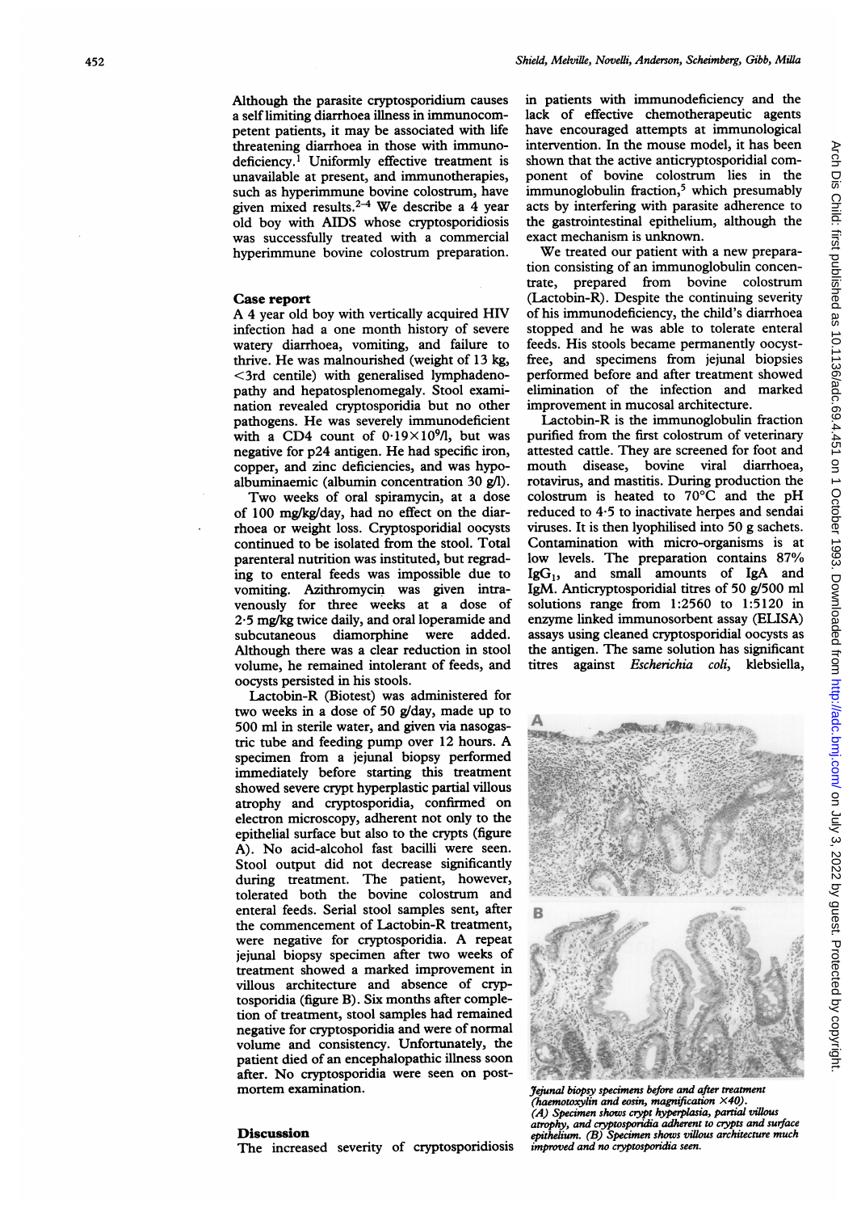Although the parasite cryptosporidium causes a self limiting diarrhoea illness in immunocompetent patients, it may be associated with life threatening diarrhoea in those with immunodeficiency.[1] Uniformly effective treatment is unavailable at present, and immunotherapies, such as hyperimmune bovine colostrum, have given mixed results.[2-4] We describe a 4 year old boy with AIDS whose cryptosporidiosis was successfully treated with a commercial hyperimmune bovine colostrum preparation.

## Case report

A 4 year old boy with vertically acquired HIV infection had a one month history of severe watery diarrhoea, vomiting, and failure to thrive. He was malnourished (weight of 13 kg, <3rd centile) with generalised lymphadenopathy and hepatosplenomegaly. Stool examination revealed cryptosporidia but no other pathogens. He was severely immunodeficient with a CD4 count of $0 \cdot 19 \times 10^9$/l, but was negative for p24 antigen. He had specific iron, copper, and zinc deficiencies, and was hypoalbuminaemic (albumin concentration 30 g/l).

Two weeks of oral spiramycin, at a dose of 100 mg/kg/day, had no effect on the diarrhoea or weight loss. Cryptosporidial oocysts continued to be isolated from the stool. Total parenteral nutrition was instituted, but regrading to enteral feeds was impossible due to vomiting. Azithromycin was given intravenously for three weeks at a dose of 2·5 mg/kg twice daily, and oral loperamide and subcutaneous diamorphine were added. Although there was a clear reduction in stool volume, he remained intolerant of feeds, and oocysts persisted in his stools.

Lactobin-R (Biotest) was administered for two weeks in a dose of 50 g/day, made up to 500 ml in sterile water, and given via nasogastric tube and feeding pump over 12 hours. A specimen from a jejunal biopsy performed immediately before starting this treatment showed severe crypt hyperplastic partial villous atrophy and cryptosporidia, confirmed on electron microscopy, adherent not only to the epithelial surface but also to the crypts (figure A). No acid-alcohol fast bacilli were seen. Stool output did not decrease significantly during treatment. The patient, however, tolerated both the bovine colostrum and enteral feeds. Serial stool samples sent, after the commencement of Lactobin-R treatment, were negative for cryptosporidia. A repeat jejunal biopsy specimen after two weeks of treatment showed a marked improvement in villous architecture and absence of cryptosporidia (figure B). Six months after completion of treatment, stool samples had remained negative for cryptosporidia and were of normal volume and consistency. Unfortunately, the patient died of an encephalopathic illness soon after. No cryptosporidia were seen on postmortem examination.

## Discussion

The increased severity of cryptosporidiosis in patients with immunodeficiency and the lack of effective chemotherapeutic agents have encouraged attempts at immunological intervention. In the mouse model, it has been shown that the active anticryptosporidial component of bovine colostrum lies in the immunoglobulin fraction,[5] which presumably acts by interfering with parasite adherence to the gastrointestinal epithelium, although the exact mechanism is unknown.

We treated our patient with a new preparation consisting of an immunoglobulin concentrate, prepared from bovine colostrum (Lactobin-R). Despite the continuing severity of his immunodeficiency, the child's diarrhoea stopped and he was able to tolerate enteral feeds. His stools became permanently oocyst-free, and specimens from jejunal biopsies performed before and after treatment showed elimination of the infection and marked improvement in mucosal architecture.

Lactobin-R is the immunoglobulin fraction purified from the first colostrum of veterinary attested cattle. They are screened for foot and mouth disease, bovine viral diarrhoea, rotavirus, and mastitis. During production the colostrum is heated to 70°C and the pH reduced to 4·5 to inactivate herpes and sendai viruses. It is then lyophilised into 50 g sachets. Contamination with micro-organisms is at low levels. The preparation contains 87% $IgG_1$, and small amounts of IgA and IgM. Anticryptosporidial titres of 50 g/500 ml solutions range from 1:2560 to 1:5120 in enzyme linked immunosorbent assay (ELISA) assays using cleaned cryptosporidial oocysts as the antigen. The same solution has significant titres against *Escherichia coli*, klebsiella,

A

B

*Jejunal biopsy specimens before and after treatment (haemotoxylin and eosin, magnification ×40). (A) Specimen shows crypt hyperplasia, partial villous atrophy, and cryptosporidia adherent to crypts and surface epithelium. (B) Specimen shows villous architecture much improved and no cryptosporidia seen.*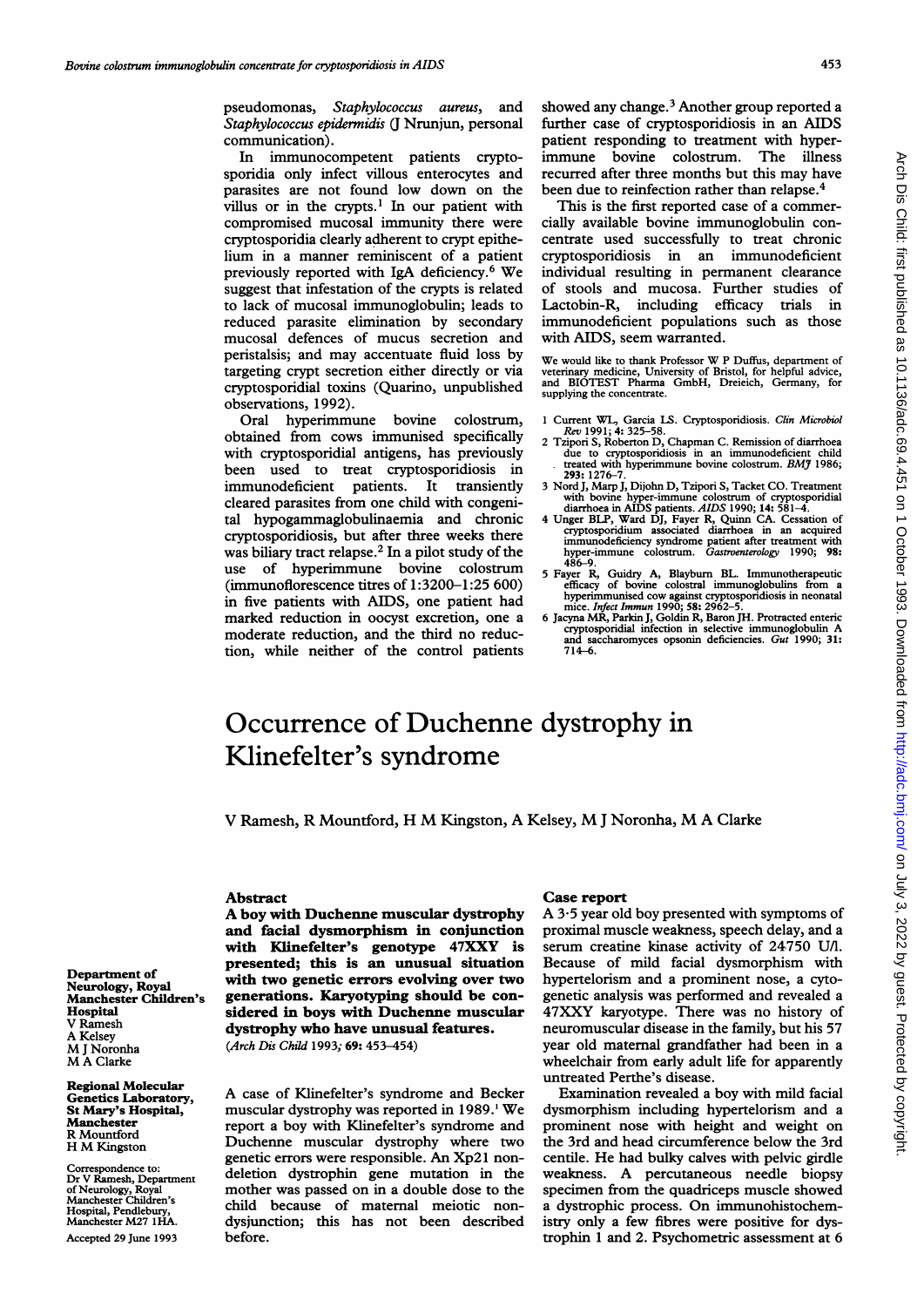pseudomonas, *Staphylococcus aureus*, and *Staphylococcus epidermidis* (J Nrunjun, personal communication).

In immunocompetent patients cryptosporidia only infect villous enterocytes and parasites are not found low down on the villus or in the crypts.[1] In our patient with compromised mucosal immunity there were cryptosporidia clearly adherent to crypt epithelium in a manner reminiscent of a patient previously reported with IgA deficiency.[6] We suggest that infestation of the crypts is related to lack of mucosal immunoglobulin; leads to reduced parasite elimination by secondary mucosal defences of mucus secretion and peristalsis; and may accentuate fluid loss by targeting crypt secretion either directly or via cryptosporidial toxins (Quarino, unpublished observations, 1992).

Oral hyperimmune bovine colostrum, obtained from cows immunised specifically with cryptosporidial antigens, has previously been used to treat cryptosporidiosis in immunodeficient patients. It transiently cleared parasites from one child with congenital hypogammaglobulinaemia and chronic cryptosporidiosis, but after three weeks there was biliary tract relapse.[2] In a pilot study of the use of hyperimmune bovine colostrum (immunofluorescence titres of 1:3200–1:25 600) in five patients with AIDS, one patient had marked reduction in oocyst excretion, one a moderate reduction, and the third no reduction, while neither of the control patients showed any change.[3] Another group reported a further case of cryptosporidiosis in an AIDS patient responding to treatment with hyperimmune bovine colostrum. The illness recurred after three months but this may have been due to reinfection rather than relapse.[4]

This is the first reported case of a commercially available bovine immunoglobulin concentrate used successfully to treat chronic cryptosporidiosis in an immunodeficient individual resulting in permanent clearance of stools and mucosa. Further studies of Lactobin-R, including efficacy trials in immunodeficient populations such as those with AIDS, seem warranted.

We would like to thank Professor W P Duffus, department of veterinary medicine, University of Bristol, for helpful advice, and BIOTEST Pharma GmbH, Dreieich, Germany, for supplying the concentrate.

1 Current WL, Garcia LS. Cryptosporidiosis. *Clin Microbiol Rev* 1991; **4:** 325–58.
2 Tzipori S, Roberton D, Chapman C. Remission of diarrhoea due to cryptosporidiosis in an immunodeficient child treated with hyperimmune bovine colostrum. *BMJ* 1986; **293:** 1276–7.
3 Nord J, Marp J, Dijohn D, Tzipori S, Tacket CO. Treatment with bovine hyper-immune colostrum of cryptosporidial diarrhoea in AIDS patients. *AIDS* 1990; **14:** 581–4.
4 Unger BLP, Ward DJ, Fayer R, Quinn CA. Cessation of cryptosporidium associated diarrhoea in an acquired immunodeficiency syndrome patient after treatment with hyper-immune colostrum. *Gastroenterology* 1990; **98:** 486–9.
5 Fayer R, Guidry A, Blayburn BL. Immunotherapeutic efficacy of bovine colostral immunoglobulins from a hyperimmunised cow against cryptosporidiosis in neonatal mice. *Infect Immun* 1990; **58:** 2962–5.
6 Jacyna MR, Parkin J, Goldin R, Baron JH. Protracted enteric cryptosporidial infection in selective immunoglobulin A and saccharomyces opsonin deficiencies. *Gut* 1990; **31:** 714–6.

# Occurrence of Duchenne dystrophy in Klinefelter's syndrome

V Ramesh, R Mountford, H M Kingston, A Kelsey, M J Noronha, M A Clarke

Department of Neurology, Royal Manchester Children's Hospital
V Ramesh
A Kelsey
M J Noronha
M A Clarke

Regional Molecular Genetics Laboratory, St Mary's Hospital, Manchester
R Mountford
H M Kingston

Correspondence to: Dr V Ramesh, Department of Neurology, Royal Manchester Children's Hospital, Pendlebury, Manchester M27 1HA.

Accepted 29 June 1993

## Abstract

**A boy with Duchenne muscular dystrophy and facial dysmorphism in conjunction with Klinefelter's genotype 47XXY is presented; this is an unusual situation with two genetic errors evolving over two generations. Karyotyping should be considered in boys with Duchenne muscular dystrophy who have unusual features.**

(*Arch Dis Child* 1993; **69:** 453–454)

A case of Klinefelter's syndrome and Becker muscular dystrophy was reported in 1989.[1] We report a boy with Klinefelter's syndrome and Duchenne muscular dystrophy where two genetic errors were responsible. An Xp21 nondeletion dystrophin gene mutation in the mother was passed on in a double dose to the child because of maternal meiotic nondysjunction; this has not been described before.

## Case report

A 3·5 year old boy presented with symptoms of proximal muscle weakness, speech delay, and a serum creatine kinase activity of 24750 U/l. Because of mild facial dysmorphism with hypertelorism and a prominent nose, a cytogenetic analysis was performed and revealed a 47XXY karyotype. There was no history of neuromuscular disease in the family, but his 57 year old maternal grandfather had been in a wheelchair from early adult life for apparently untreated Perthe's disease.

Examination revealed a boy with mild facial dysmorphism including hypertelorism and a prominent nose with height and weight on the 3rd and head circumference below the 3rd centile. He had bulky calves with pelvic girdle weakness. A percutaneous needle biopsy specimen from the quadriceps muscle showed a dystrophic process. On immunohistochemistry only a few fibres were positive for dystrophin 1 and 2. Psychometric assessment at 6